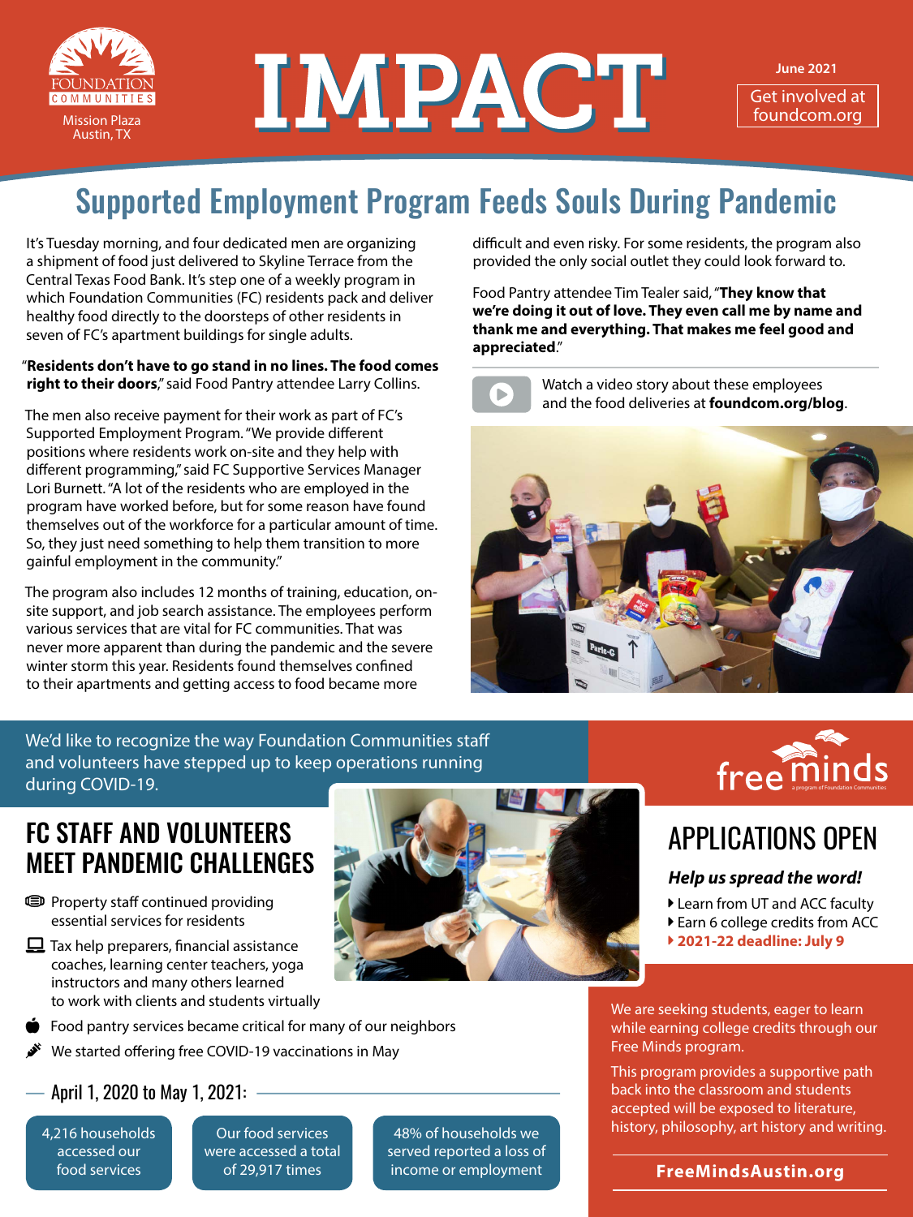FOUNDATION COMMUNITIES

Mission Plaza
Austin, TX

# IMPACT

June 2021

Get involved at foundcom.org

## Supported Employment Program Feeds Souls During Pandemic

It's Tuesday morning, and four dedicated men are organizing a shipment of food just delivered to Skyline Terrace from the Central Texas Food Bank. It's step one of a weekly program in which Foundation Communities (FC) residents pack and deliver healthy food directly to the doorsteps of other residents in seven of FC's apartment buildings for single adults.

"**Residents don't have to go stand in no lines. The food comes right to their doors**," said Food Pantry attendee Larry Collins.

The men also receive payment for their work as part of FC's Supported Employment Program. "We provide different positions where residents work on-site and they help with different programming," said FC Supportive Services Manager Lori Burnett. "A lot of the residents who are employed in the program have worked before, but for some reason have found themselves out of the workforce for a particular amount of time. So, they just need something to help them transition to more gainful employment in the community."

The program also includes 12 months of training, education, on-site support, and job search assistance. The employees perform various services that are vital for FC communities. That was never more apparent than during the pandemic and the severe winter storm this year. Residents found themselves confined to their apartments and getting access to food became more difficult and even risky. For some residents, the program also provided the only social outlet they could look forward to.

Food Pantry attendee Tim Tealer said, "**They know that we're doing it out of love. They even call me by name and thank me and everything. That makes me feel good and appreciated**."

Watch a video story about these employees and the food deliveries at **foundcom.org/blog**.

We'd like to recognize the way Foundation Communities staff and volunteers have stepped up to keep operations running during COVID-19.

## FC STAFF AND VOLUNTEERS MEET PANDEMIC CHALLENGES

- Property staff continued providing essential services for residents
- Tax help preparers, financial assistance coaches, learning center teachers, yoga instructors and many others learned to work with clients and students virtually
- Food pantry services became critical for many of our neighbors
- We started offering free COVID-19 vaccinations in May

### April 1, 2020 to May 1, 2021:

- 4,216 households accessed our food services
- Our food services were accessed a total of 29,917 times
- 48% of households we served reported a loss of income or employment

free minds — a program of Foundation Communities

## APPLICATIONS OPEN

***Help us spread the word!***

- Learn from UT and ACC faculty
- Earn 6 college credits from ACC
- **2021-22 deadline: July 9**

We are seeking students, eager to learn while earning college credits through our Free Minds program.

This program provides a supportive path back into the classroom and students accepted will be exposed to literature, history, philosophy, art history and writing.

**FreeMindsAustin.org**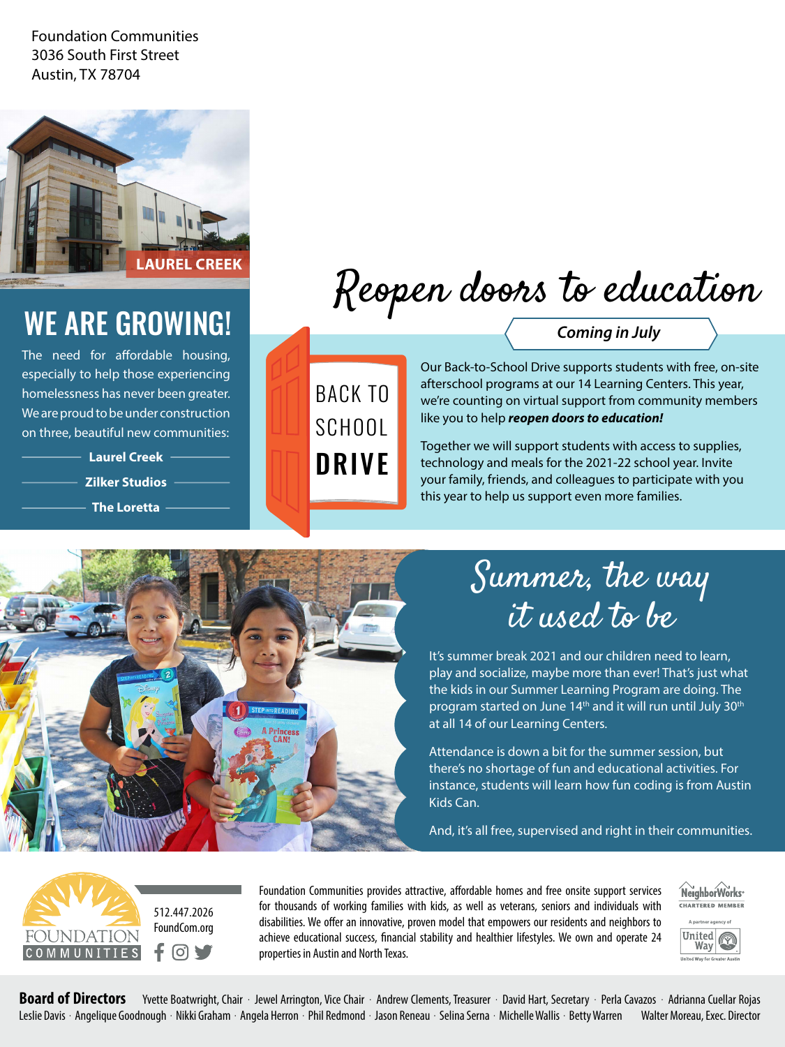Foundation Communities
3036 South First Street
Austin, TX 78704

LAUREL CREEK

## WE ARE GROWING!

The need for affordable housing, especially to help those experiencing homelessness has never been greater. We are proud to be under construction on three, beautiful new communities:

**Laurel Creek**

**Zilker Studios**

**The Loretta**

# Reopen doors to education

***Coming in July***

BACK TO SCHOOL **DRIVE**

Our Back-to-School Drive supports students with free, on-site afterschool programs at our 14 Learning Centers. This year, we're counting on virtual support from community members like you to help ***reopen doors to education!***

Together we will support students with access to supplies, technology and meals for the 2021-22 school year. Invite your family, friends, and colleagues to participate with you this year to help us support even more families.

# Summer, the way it used to be

It's summer break 2021 and our children need to learn, play and socialize, maybe more than ever! That's just what the kids in our Summer Learning Program are doing. The program started on June 14th and it will run until July 30th at all 14 of our Learning Centers.

Attendance is down a bit for the summer session, but there's no shortage of fun and educational activities. For instance, students will learn how fun coding is from Austin Kids Can.

And, it's all free, supervised and right in their communities.

FOUNDATION COMMUNITIES

512.447.2026
FoundCom.org

Foundation Communities provides attractive, affordable homes and free onsite support services for thousands of working families with kids, as well as veterans, seniors and individuals with disabilities. We offer an innovative, proven model that empowers our residents and neighbors to achieve educational success, financial stability and healthier lifestyles. We own and operate 24 properties in Austin and North Texas.

NeighborWorks CHARTERED MEMBER

A partner agency of United Way for Greater Austin

**Board of Directors** Yvette Boatwright, Chair · Jewel Arrington, Vice Chair · Andrew Clements, Treasurer · David Hart, Secretary · Perla Cavazos · Adrianna Cuellar Rojas · Leslie Davis · Angelique Goodnough · Nikki Graham · Angela Herron · Phil Redmond · Jason Reneau · Selina Serna · Michelle Wallis · Betty Warren · Walter Moreau, Exec. Director